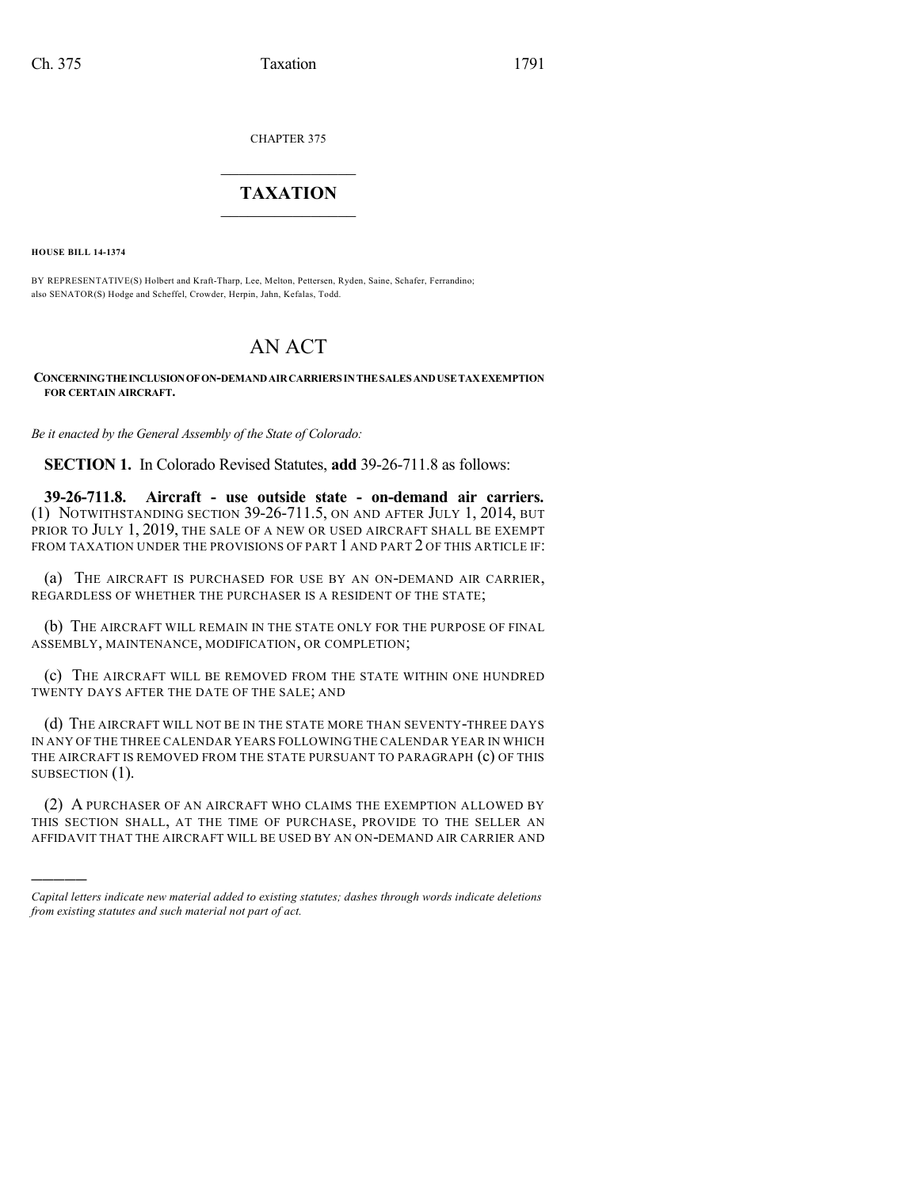CHAPTER 375

# TAXATION

**HOUSE BILL 14-1374**

BY REPRESENTATIVE(S) Holbert and Kraft-Tharp, Lee, Melton, Pettersen, Ryden, Saine, Schafer, Ferrandino; also SENATOR(S) Hodge and Scheffel, Crowder, Herpin, Jahn, Kefalas, Todd.

# AN ACT

**CONCERNING THE INCLUSION OF ON-DEMAND AIR CARRIERS IN THE SALES AND USE TAX EXEMPTION FOR CERTAIN AIRCRAFT.**

*Be it enacted by the General Assembly of the State of Colorado:*

**SECTION 1.** In Colorado Revised Statutes, **add** 39-26-711.8 as follows:

**39-26-711.8. Aircraft - use outside state - on-demand air carriers.** (1) NOTWITHSTANDING SECTION 39-26-711.5, ON AND AFTER JULY 1, 2014, BUT PRIOR TO JULY 1, 2019, THE SALE OF A NEW OR USED AIRCRAFT SHALL BE EXEMPT FROM TAXATION UNDER THE PROVISIONS OF PART 1 AND PART 2 OF THIS ARTICLE IF:

(a) THE AIRCRAFT IS PURCHASED FOR USE BY AN ON-DEMAND AIR CARRIER, REGARDLESS OF WHETHER THE PURCHASER IS A RESIDENT OF THE STATE;

(b) THE AIRCRAFT WILL REMAIN IN THE STATE ONLY FOR THE PURPOSE OF FINAL ASSEMBLY, MAINTENANCE, MODIFICATION, OR COMPLETION;

(c) THE AIRCRAFT WILL BE REMOVED FROM THE STATE WITHIN ONE HUNDRED TWENTY DAYS AFTER THE DATE OF THE SALE; AND

(d) THE AIRCRAFT WILL NOT BE IN THE STATE MORE THAN SEVENTY-THREE DAYS IN ANY OF THE THREE CALENDAR YEARS FOLLOWING THE CALENDAR YEAR IN WHICH THE AIRCRAFT IS REMOVED FROM THE STATE PURSUANT TO PARAGRAPH (c) OF THIS SUBSECTION (1).

(2) A PURCHASER OF AN AIRCRAFT WHO CLAIMS THE EXEMPTION ALLOWED BY THIS SECTION SHALL, AT THE TIME OF PURCHASE, PROVIDE TO THE SELLER AN AFFIDAVIT THAT THE AIRCRAFT WILL BE USED BY AN ON-DEMAND AIR CARRIER AND

---

*Capital letters indicate new material added to existing statutes; dashes through words indicate deletions from existing statutes and such material not part of act.*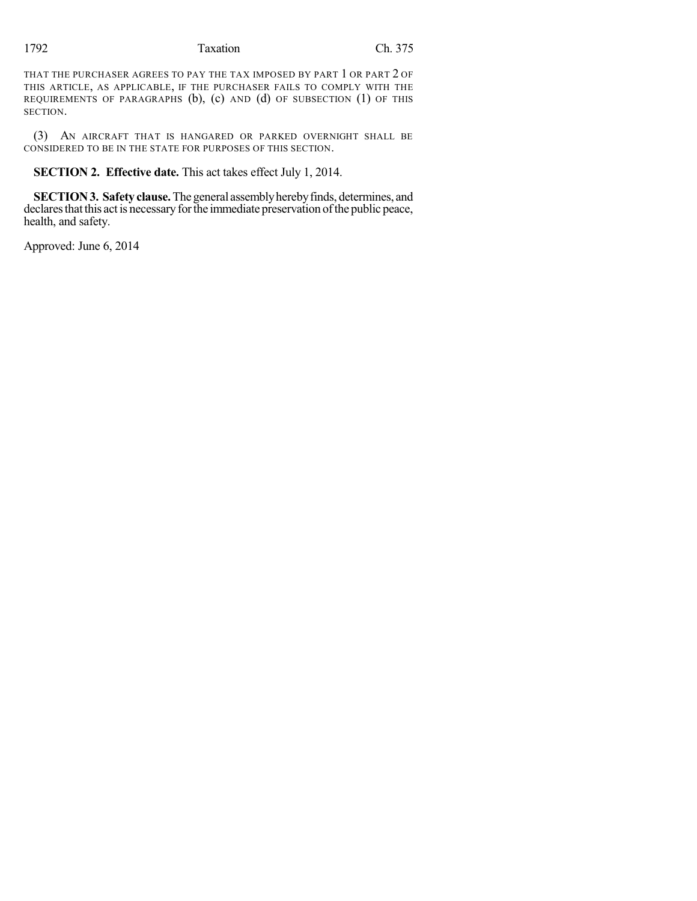THAT THE PURCHASER AGREES TO PAY THE TAX IMPOSED BY PART 1 OR PART 2 OF THIS ARTICLE, AS APPLICABLE, IF THE PURCHASER FAILS TO COMPLY WITH THE REQUIREMENTS OF PARAGRAPHS (b), (c) AND (d) OF SUBSECTION (1) OF THIS SECTION.

(3) AN AIRCRAFT THAT IS HANGARED OR PARKED OVERNIGHT SHALL BE CONSIDERED TO BE IN THE STATE FOR PURPOSES OF THIS SECTION.

**SECTION 2. Effective date.** This act takes effect July 1, 2014.

**SECTION 3. Safety clause.** The general assembly hereby finds, determines, and declares that this act is necessary for the immediate preservation of the public peace, health, and safety.

Approved: June 6, 2014